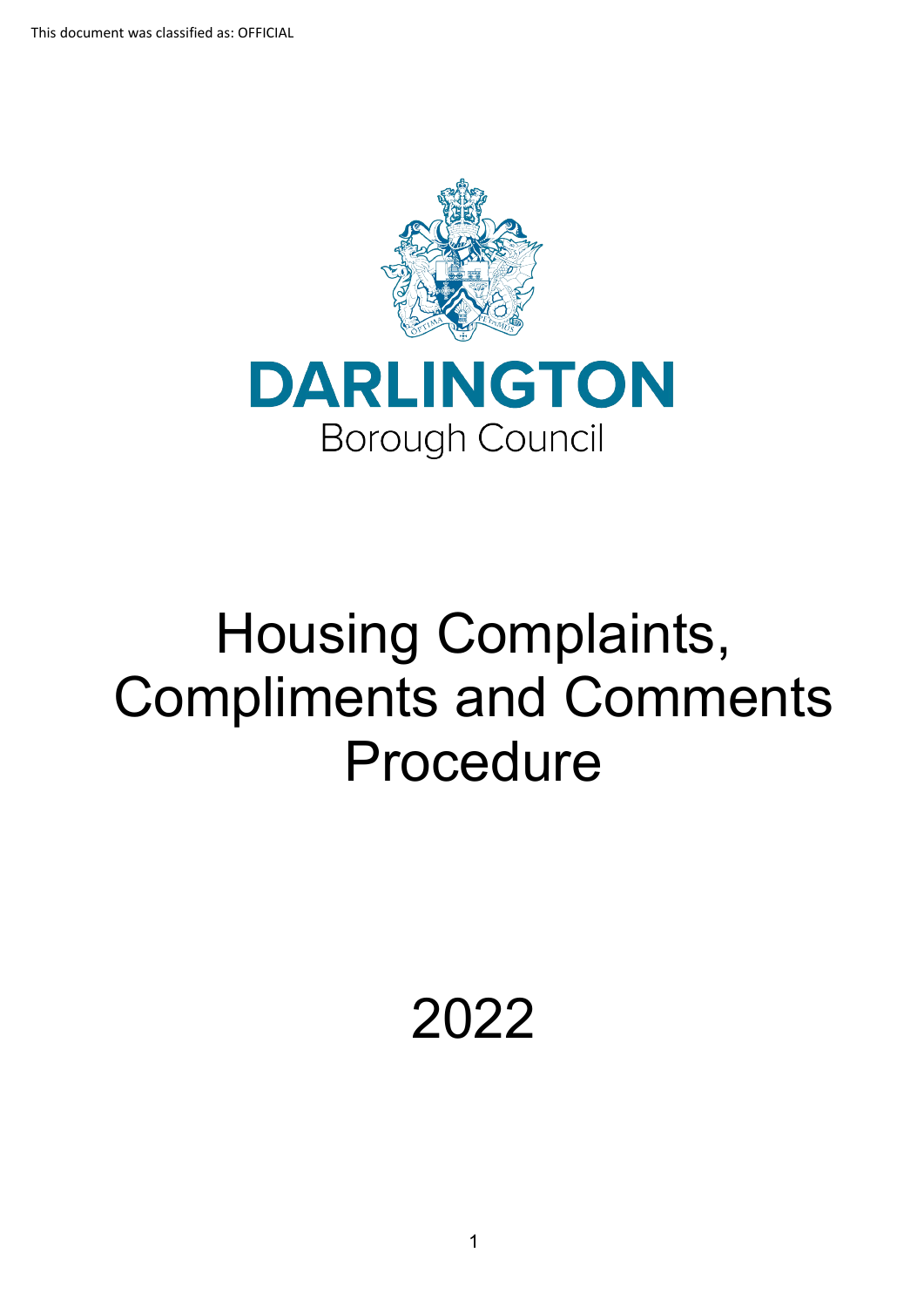This document was classified as: OFFICIAL

DARLINGTON
Borough Council

# Housing Complaints, Compliments and Comments Procedure

2022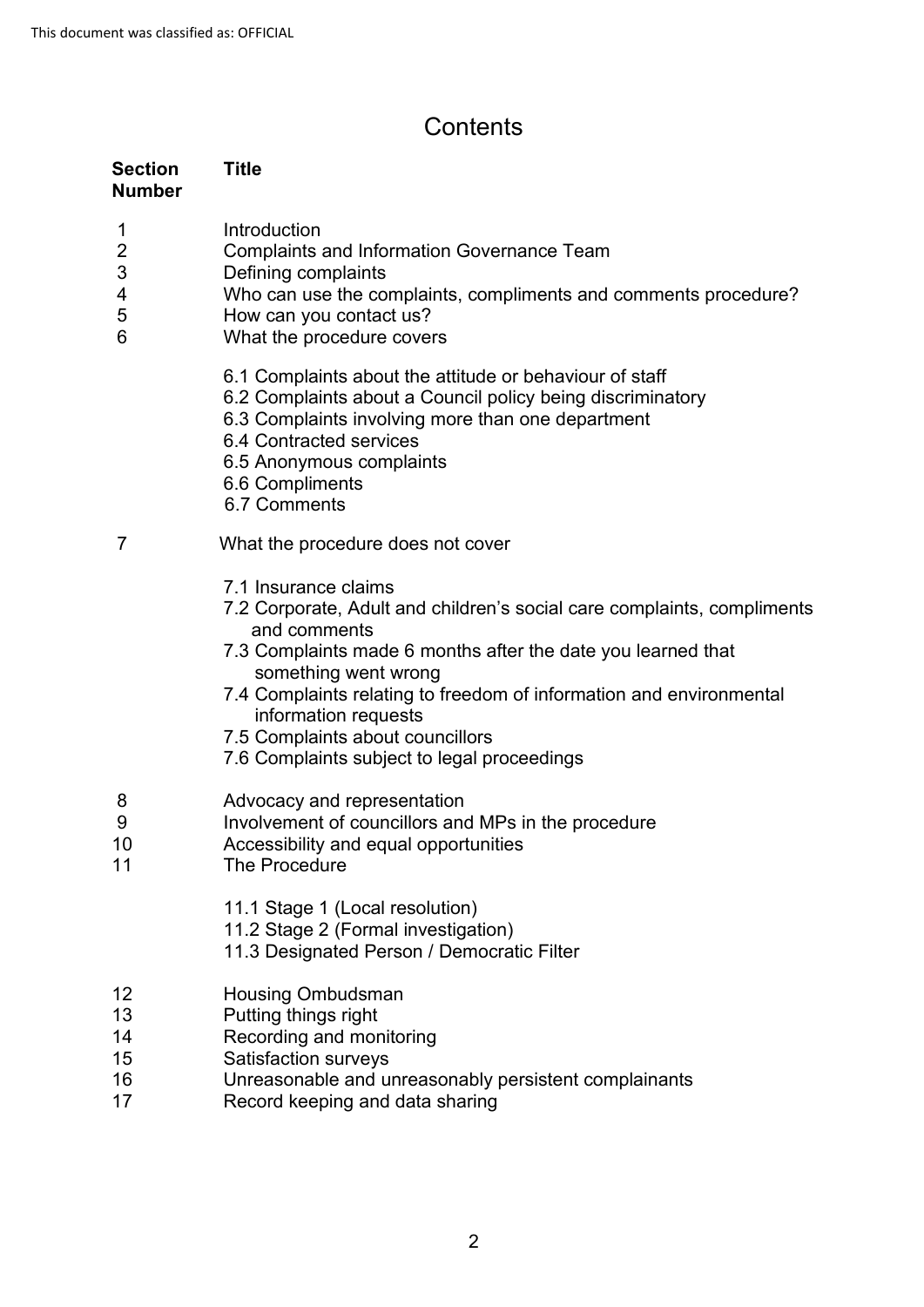# Contents

| Section Number | Title |
|---|---|
| 1 | Introduction |
| 2 | Complaints and Information Governance Team |
| 3 | Defining complaints |
| 4 | Who can use the complaints, compliments and comments procedure? |
| 5 | How can you contact us? |
| 6 | What the procedure covers |
| | 6.1 Complaints about the attitude or behaviour of staff |
| | 6.2 Complaints about a Council policy being discriminatory |
| | 6.3 Complaints involving more than one department |
| | 6.4 Contracted services |
| | 6.5 Anonymous complaints |
| | 6.6 Compliments |
| | 6.7 Comments |
| 7 | What the procedure does not cover |
| | 7.1 Insurance claims |
| | 7.2 Corporate, Adult and children's social care complaints, compliments and comments |
| | 7.3 Complaints made 6 months after the date you learned that something went wrong |
| | 7.4 Complaints relating to freedom of information and environmental information requests |
| | 7.5 Complaints about councillors |
| | 7.6 Complaints subject to legal proceedings |
| 8 | Advocacy and representation |
| 9 | Involvement of councillors and MPs in the procedure |
| 10 | Accessibility and equal opportunities |
| 11 | The Procedure |
| | 11.1 Stage 1 (Local resolution) |
| | 11.2 Stage 2 (Formal investigation) |
| | 11.3 Designated Person / Democratic Filter |
| 12 | Housing Ombudsman |
| 13 | Putting things right |
| 14 | Recording and monitoring |
| 15 | Satisfaction surveys |
| 16 | Unreasonable and unreasonably persistent complainants |
| 17 | Record keeping and data sharing |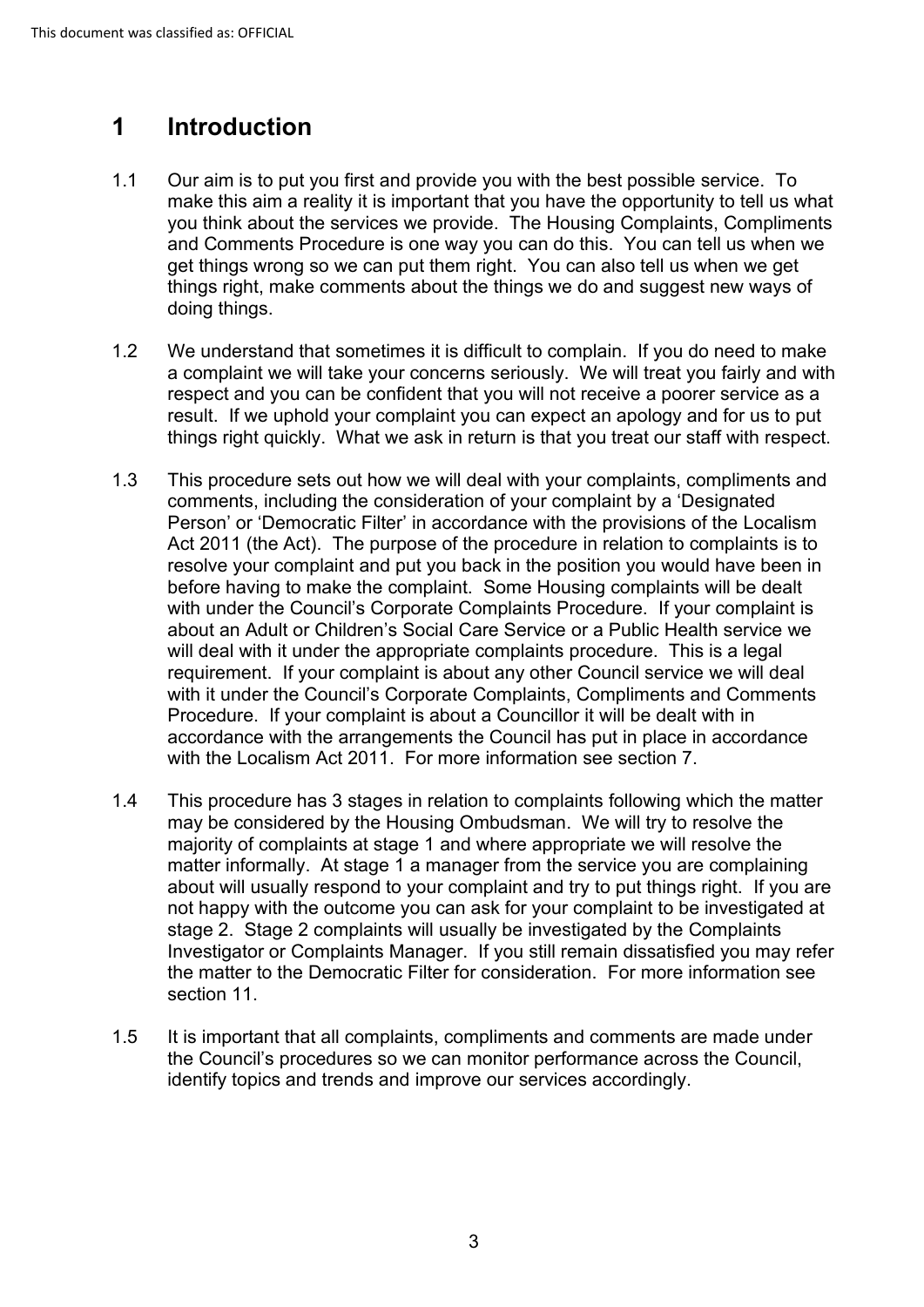# 1 Introduction

1.1 Our aim is to put you first and provide you with the best possible service. To make this aim a reality it is important that you have the opportunity to tell us what you think about the services we provide. The Housing Complaints, Compliments and Comments Procedure is one way you can do this. You can tell us when we get things wrong so we can put them right. You can also tell us when we get things right, make comments about the things we do and suggest new ways of doing things.

1.2 We understand that sometimes it is difficult to complain. If you do need to make a complaint we will take your concerns seriously. We will treat you fairly and with respect and you can be confident that you will not receive a poorer service as a result. If we uphold your complaint you can expect an apology and for us to put things right quickly. What we ask in return is that you treat our staff with respect.

1.3 This procedure sets out how we will deal with your complaints, compliments and comments, including the consideration of your complaint by a 'Designated Person' or 'Democratic Filter' in accordance with the provisions of the Localism Act 2011 (the Act). The purpose of the procedure in relation to complaints is to resolve your complaint and put you back in the position you would have been in before having to make the complaint. Some Housing complaints will be dealt with under the Council's Corporate Complaints Procedure. If your complaint is about an Adult or Children's Social Care Service or a Public Health service we will deal with it under the appropriate complaints procedure. This is a legal requirement. If your complaint is about any other Council service we will deal with it under the Council's Corporate Complaints, Compliments and Comments Procedure. If your complaint is about a Councillor it will be dealt with in accordance with the arrangements the Council has put in place in accordance with the Localism Act 2011. For more information see section 7.

1.4 This procedure has 3 stages in relation to complaints following which the matter may be considered by the Housing Ombudsman. We will try to resolve the majority of complaints at stage 1 and where appropriate we will resolve the matter informally. At stage 1 a manager from the service you are complaining about will usually respond to your complaint and try to put things right. If you are not happy with the outcome you can ask for your complaint to be investigated at stage 2. Stage 2 complaints will usually be investigated by the Complaints Investigator or Complaints Manager. If you still remain dissatisfied you may refer the matter to the Democratic Filter for consideration. For more information see section 11.

1.5 It is important that all complaints, compliments and comments are made under the Council's procedures so we can monitor performance across the Council, identify topics and trends and improve our services accordingly.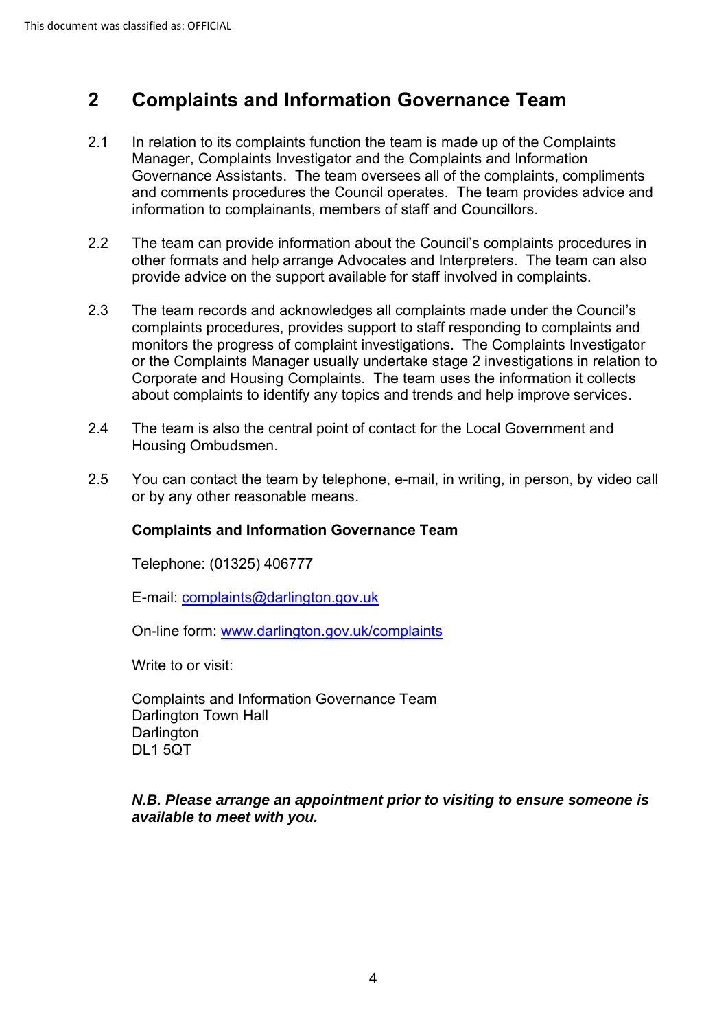## 2 Complaints and Information Governance Team

2.1 In relation to its complaints function the team is made up of the Complaints Manager, Complaints Investigator and the Complaints and Information Governance Assistants. The team oversees all of the complaints, compliments and comments procedures the Council operates. The team provides advice and information to complainants, members of staff and Councillors.

2.2 The team can provide information about the Council's complaints procedures in other formats and help arrange Advocates and Interpreters. The team can also provide advice on the support available for staff involved in complaints.

2.3 The team records and acknowledges all complaints made under the Council's complaints procedures, provides support to staff responding to complaints and monitors the progress of complaint investigations. The Complaints Investigator or the Complaints Manager usually undertake stage 2 investigations in relation to Corporate and Housing Complaints. The team uses the information it collects about complaints to identify any topics and trends and help improve services.

2.4 The team is also the central point of contact for the Local Government and Housing Ombudsmen.

2.5 You can contact the team by telephone, e-mail, in writing, in person, by video call or by any other reasonable means.

**Complaints and Information Governance Team**

Telephone: (01325) 406777

E-mail: complaints@darlington.gov.uk

On-line form: www.darlington.gov.uk/complaints

Write to or visit:

Complaints and Information Governance Team
Darlington Town Hall
Darlington
DL1 5QT

***N.B. Please arrange an appointment prior to visiting to ensure someone is available to meet with you.***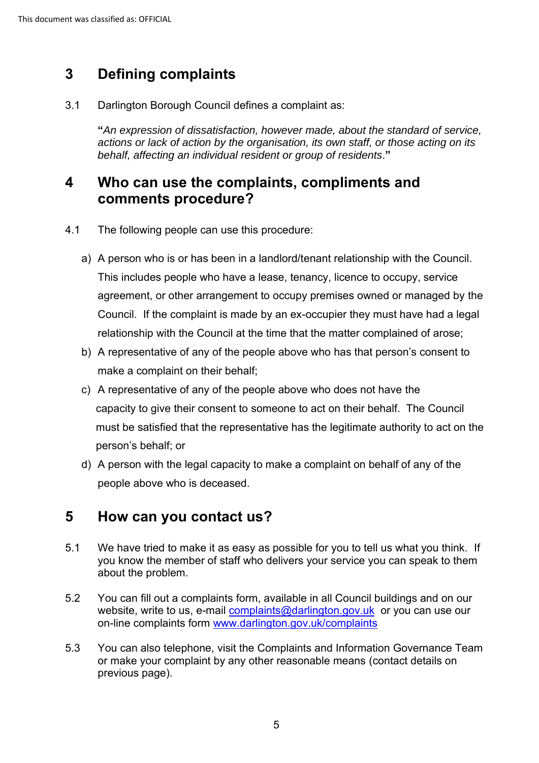## 3 Defining complaints

3.1 Darlington Borough Council defines a complaint as:

**"***An expression of dissatisfaction, however made, about the standard of service, actions or lack of action by the organisation, its own staff, or those acting on its behalf, affecting an individual resident or group of residents*.**"**

## 4 Who can use the complaints, compliments and comments procedure?

4.1 The following people can use this procedure:

a) A person who is or has been in a landlord/tenant relationship with the Council. This includes people who have a lease, tenancy, licence to occupy, service agreement, or other arrangement to occupy premises owned or managed by the Council. If the complaint is made by an ex-occupier they must have had a legal relationship with the Council at the time that the matter complained of arose;

b) A representative of any of the people above who has that person's consent to make a complaint on their behalf;

c) A representative of any of the people above who does not have the capacity to give their consent to someone to act on their behalf. The Council must be satisfied that the representative has the legitimate authority to act on the person's behalf; or

d) A person with the legal capacity to make a complaint on behalf of any of the people above who is deceased.

## 5 How can you contact us?

5.1 We have tried to make it as easy as possible for you to tell us what you think. If you know the member of staff who delivers your service you can speak to them about the problem.

5.2 You can fill out a complaints form, available in all Council buildings and on our website, write to us, e-mail complaints@darlington.gov.uk or you can use our on-line complaints form www.darlington.gov.uk/complaints

5.3 You can also telephone, visit the Complaints and Information Governance Team or make your complaint by any other reasonable means (contact details on previous page).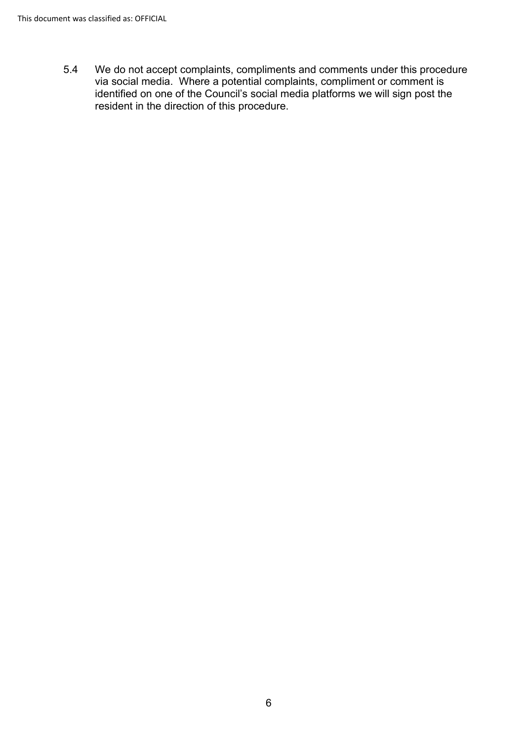5.4 We do not accept complaints, compliments and comments under this procedure via social media. Where a potential complaints, compliment or comment is identified on one of the Council's social media platforms we will sign post the resident in the direction of this procedure.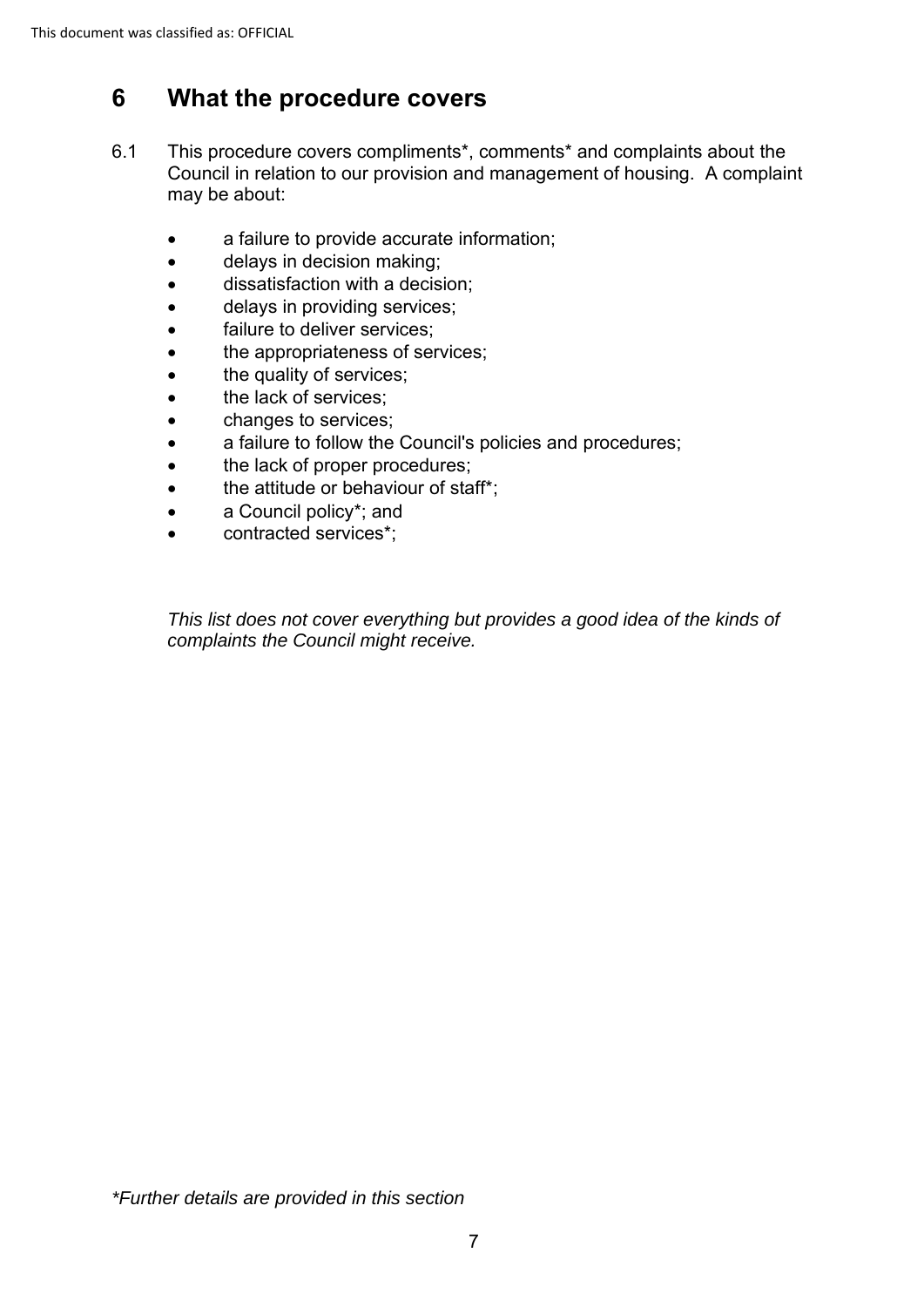## 6 What the procedure covers

6.1 This procedure covers compliments*, comments* and complaints about the Council in relation to our provision and management of housing. A complaint may be about:

- a failure to provide accurate information;
- delays in decision making;
- dissatisfaction with a decision;
- delays in providing services;
- failure to deliver services;
- the appropriateness of services;
- the quality of services;
- the lack of services;
- changes to services;
- a failure to follow the Council's policies and procedures;
- the lack of proper procedures;
- the attitude or behaviour of staff*;
- a Council policy*; and
- contracted services*;

*This list does not cover everything but provides a good idea of the kinds of complaints the Council might receive.*

*\*Further details are provided in this section*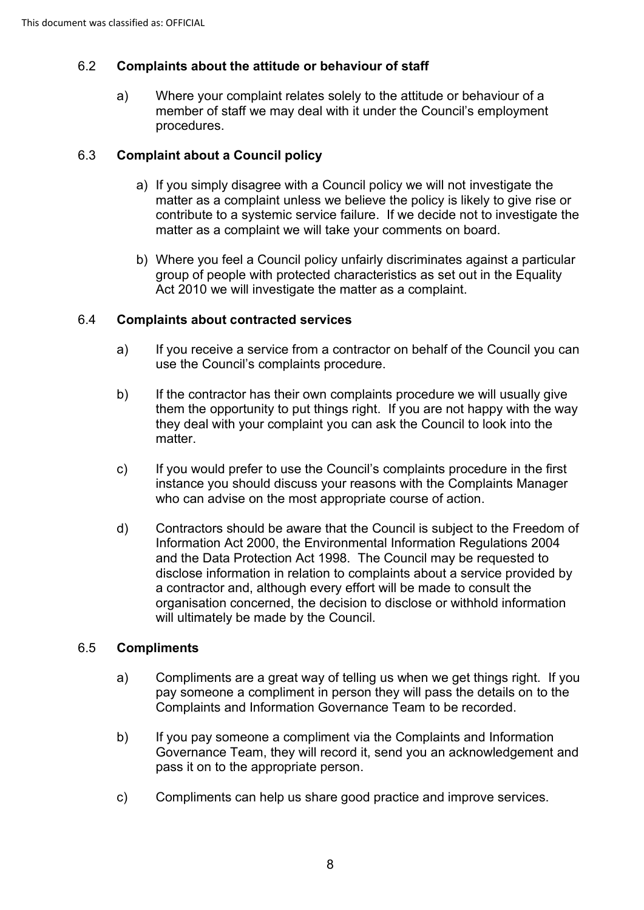## 6.2 Complaints about the attitude or behaviour of staff

a) Where your complaint relates solely to the attitude or behaviour of a member of staff we may deal with it under the Council's employment procedures.

## 6.3 Complaint about a Council policy

a) If you simply disagree with a Council policy we will not investigate the matter as a complaint unless we believe the policy is likely to give rise or contribute to a systemic service failure. If we decide not to investigate the matter as a complaint we will take your comments on board.

b) Where you feel a Council policy unfairly discriminates against a particular group of people with protected characteristics as set out in the Equality Act 2010 we will investigate the matter as a complaint.

## 6.4 Complaints about contracted services

a) If you receive a service from a contractor on behalf of the Council you can use the Council's complaints procedure.

b) If the contractor has their own complaints procedure we will usually give them the opportunity to put things right. If you are not happy with the way they deal with your complaint you can ask the Council to look into the matter.

c) If you would prefer to use the Council's complaints procedure in the first instance you should discuss your reasons with the Complaints Manager who can advise on the most appropriate course of action.

d) Contractors should be aware that the Council is subject to the Freedom of Information Act 2000, the Environmental Information Regulations 2004 and the Data Protection Act 1998. The Council may be requested to disclose information in relation to complaints about a service provided by a contractor and, although every effort will be made to consult the organisation concerned, the decision to disclose or withhold information will ultimately be made by the Council.

## 6.5 Compliments

a) Compliments are a great way of telling us when we get things right. If you pay someone a compliment in person they will pass the details on to the Complaints and Information Governance Team to be recorded.

b) If you pay someone a compliment via the Complaints and Information Governance Team, they will record it, send you an acknowledgement and pass it on to the appropriate person.

c) Compliments can help us share good practice and improve services.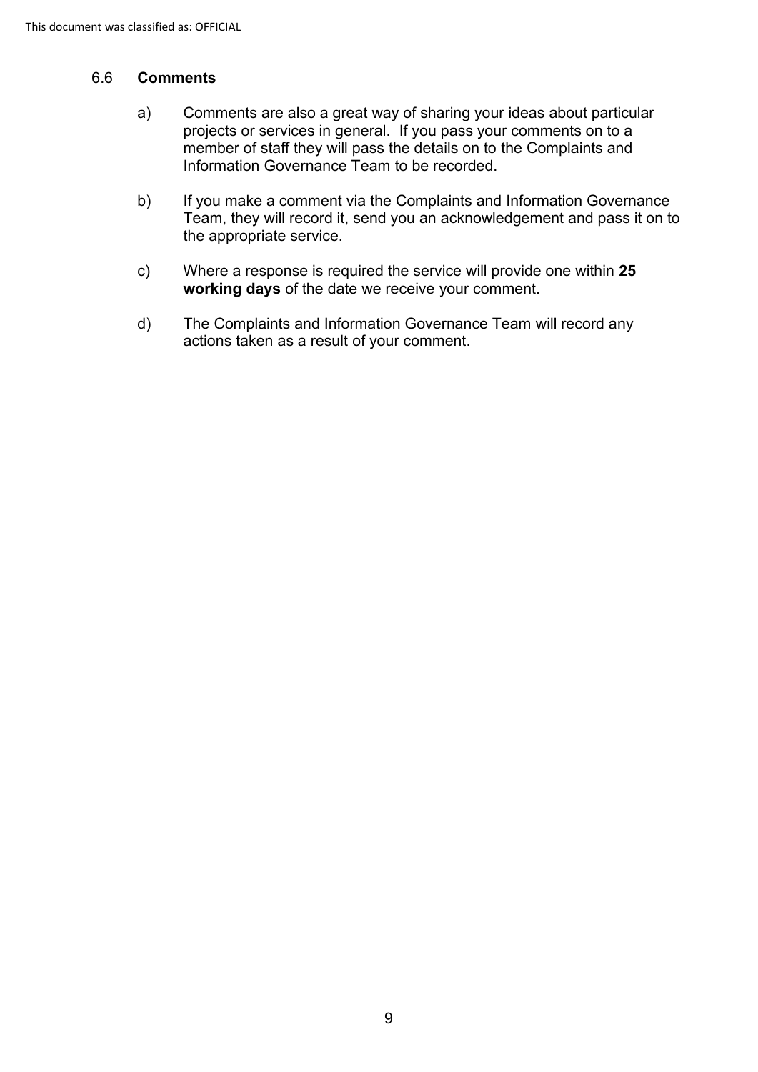### 6.6 **Comments**

a) Comments are also a great way of sharing your ideas about particular projects or services in general. If you pass your comments on to a member of staff they will pass the details on to the Complaints and Information Governance Team to be recorded.

b) If you make a comment via the Complaints and Information Governance Team, they will record it, send you an acknowledgement and pass it on to the appropriate service.

c) Where a response is required the service will provide one within **25 working days** of the date we receive your comment.

d) The Complaints and Information Governance Team will record any actions taken as a result of your comment.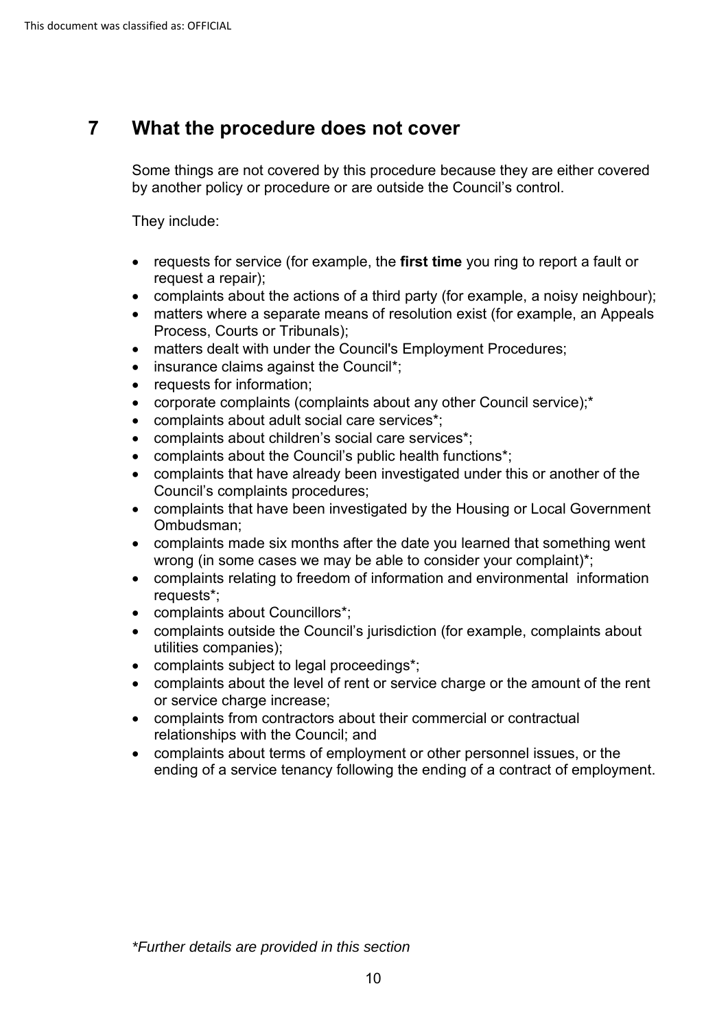## 7 What the procedure does not cover

Some things are not covered by this procedure because they are either covered by another policy or procedure or are outside the Council's control.

They include:

- requests for service (for example, the **first time** you ring to report a fault or request a repair);
- complaints about the actions of a third party (for example, a noisy neighbour);
- matters where a separate means of resolution exist (for example, an Appeals Process, Courts or Tribunals);
- matters dealt with under the Council's Employment Procedures;
- insurance claims against the Council*;
- requests for information;
- corporate complaints (complaints about any other Council service);*
- complaints about adult social care services*;
- complaints about children's social care services*;
- complaints about the Council's public health functions*;
- complaints that have already been investigated under this or another of the Council's complaints procedures;
- complaints that have been investigated by the Housing or Local Government Ombudsman;
- complaints made six months after the date you learned that something went wrong (in some cases we may be able to consider your complaint)*;
- complaints relating to freedom of information and environmental information requests*;
- complaints about Councillors*;
- complaints outside the Council's jurisdiction (for example, complaints about utilities companies);
- complaints subject to legal proceedings*;
- complaints about the level of rent or service charge or the amount of the rent or service charge increase;
- complaints from contractors about their commercial or contractual relationships with the Council; and
- complaints about terms of employment or other personnel issues, or the ending of a service tenancy following the ending of a contract of employment.

*Further details are provided in this section*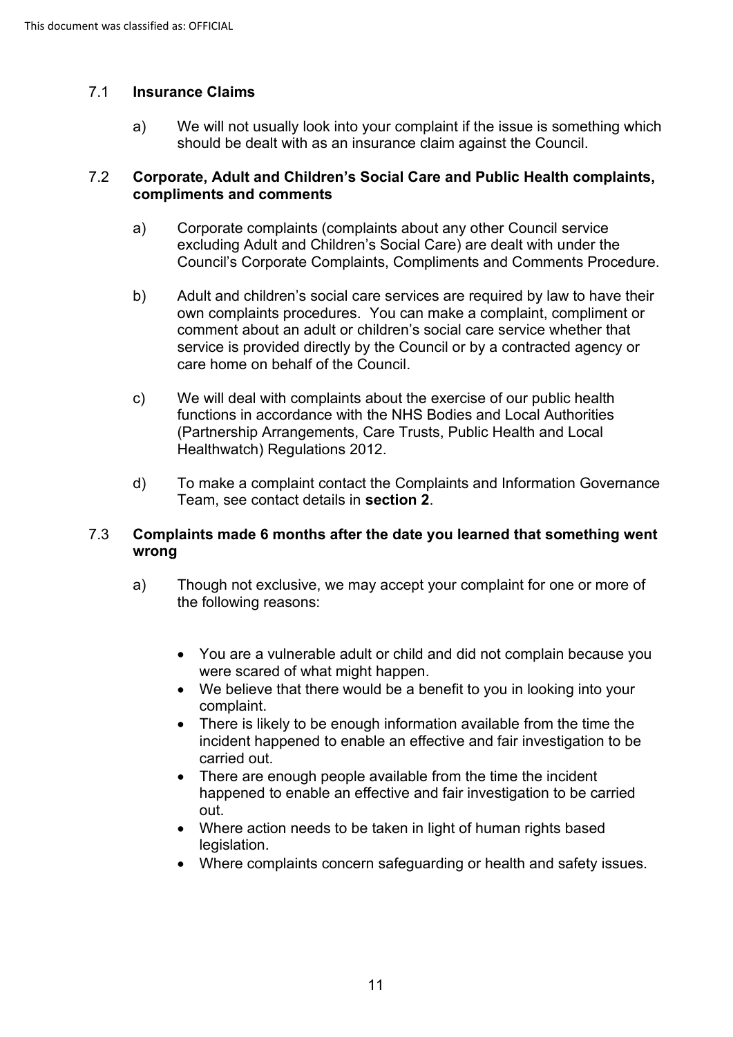### 7.1 Insurance Claims

a) We will not usually look into your complaint if the issue is something which should be dealt with as an insurance claim against the Council.

### 7.2 Corporate, Adult and Children's Social Care and Public Health complaints, compliments and comments

a) Corporate complaints (complaints about any other Council service excluding Adult and Children's Social Care) are dealt with under the Council's Corporate Complaints, Compliments and Comments Procedure.

b) Adult and children's social care services are required by law to have their own complaints procedures. You can make a complaint, compliment or comment about an adult or children's social care service whether that service is provided directly by the Council or by a contracted agency or care home on behalf of the Council.

c) We will deal with complaints about the exercise of our public health functions in accordance with the NHS Bodies and Local Authorities (Partnership Arrangements, Care Trusts, Public Health and Local Healthwatch) Regulations 2012.

d) To make a complaint contact the Complaints and Information Governance Team, see contact details in **section 2**.

### 7.3 Complaints made 6 months after the date you learned that something went wrong

a) Though not exclusive, we may accept your complaint for one or more of the following reasons:

- You are a vulnerable adult or child and did not complain because you were scared of what might happen.
- We believe that there would be a benefit to you in looking into your complaint.
- There is likely to be enough information available from the time the incident happened to enable an effective and fair investigation to be carried out.
- There are enough people available from the time the incident happened to enable an effective and fair investigation to be carried out.
- Where action needs to be taken in light of human rights based legislation.
- Where complaints concern safeguarding or health and safety issues.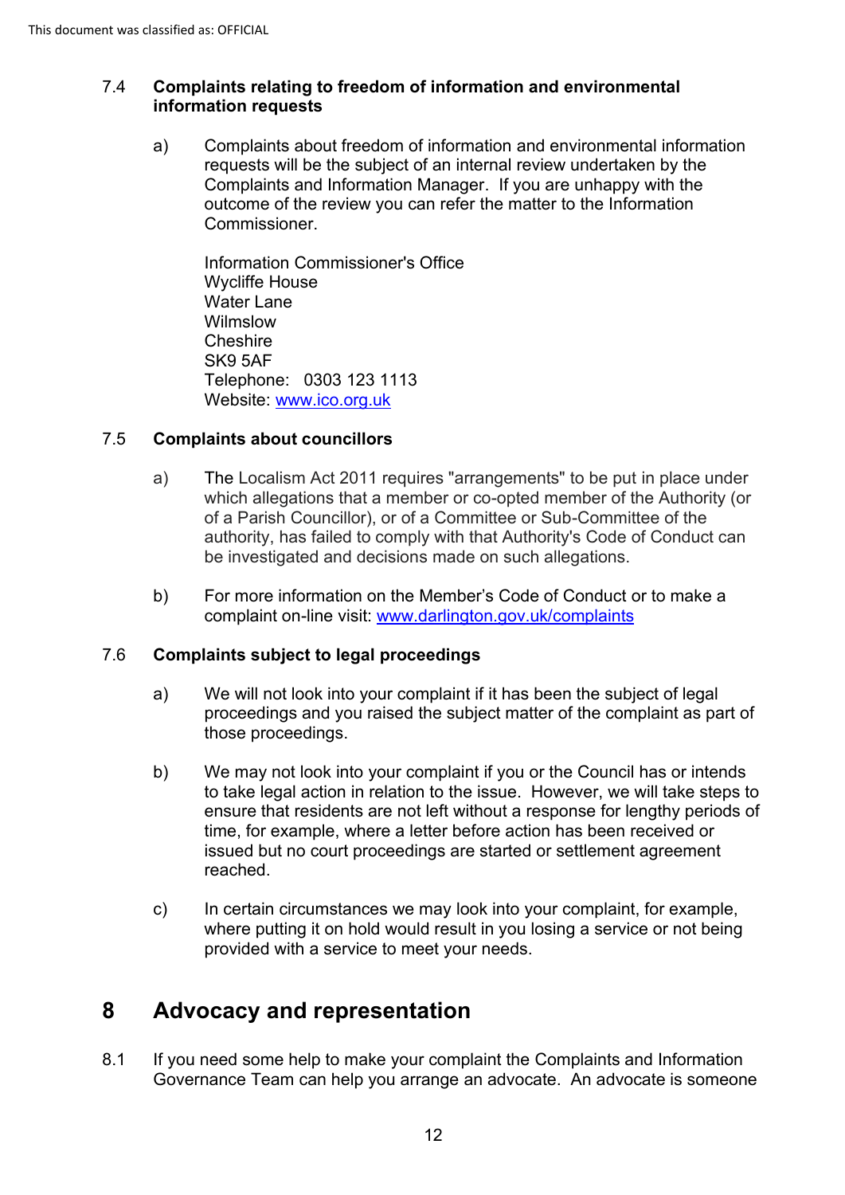### 7.4 Complaints relating to freedom of information and environmental information requests

a) Complaints about freedom of information and environmental information requests will be the subject of an internal review undertaken by the Complaints and Information Manager. If you are unhappy with the outcome of the review you can refer the matter to the Information Commissioner.

Information Commissioner's Office
Wycliffe House
Water Lane
Wilmslow
Cheshire
SK9 5AF
Telephone: 0303 123 1113
Website: [www.ico.org.uk](http://www.ico.org.uk)

### 7.5 Complaints about councillors

a) The Localism Act 2011 requires "arrangements" to be put in place under which allegations that a member or co-opted member of the Authority (or of a Parish Councillor), or of a Committee or Sub-Committee of the authority, has failed to comply with that Authority's Code of Conduct can be investigated and decisions made on such allegations.

b) For more information on the Member's Code of Conduct or to make a complaint on-line visit: [www.darlington.gov.uk/complaints](http://www.darlington.gov.uk/complaints)

### 7.6 Complaints subject to legal proceedings

a) We will not look into your complaint if it has been the subject of legal proceedings and you raised the subject matter of the complaint as part of those proceedings.

b) We may not look into your complaint if you or the Council has or intends to take legal action in relation to the issue. However, we will take steps to ensure that residents are not left without a response for lengthy periods of time, for example, where a letter before action has been received or issued but no court proceedings are started or settlement agreement reached.

c) In certain circumstances we may look into your complaint, for example, where putting it on hold would result in you losing a service or not being provided with a service to meet your needs.

## 8 Advocacy and representation

8.1 If you need some help to make your complaint the Complaints and Information Governance Team can help you arrange an advocate. An advocate is someone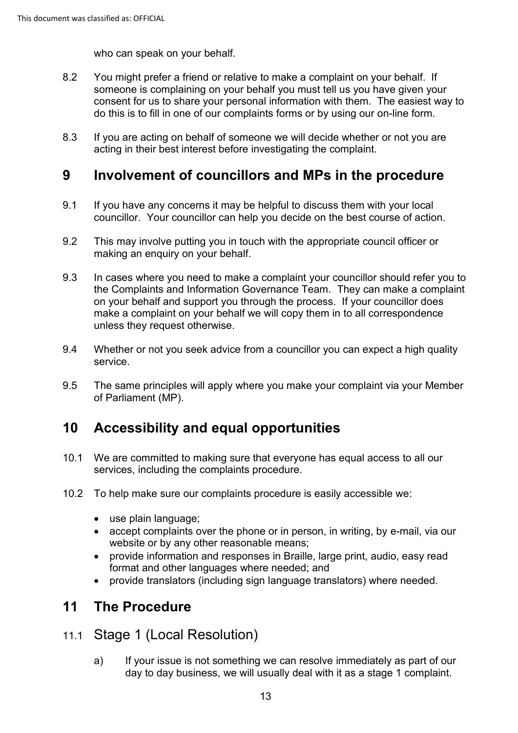who can speak on your behalf.

8.2 You might prefer a friend or relative to make a complaint on your behalf. If someone is complaining on your behalf you must tell us you have given your consent for us to share your personal information with them. The easiest way to do this is to fill in one of our complaints forms or by using our on-line form.

8.3 If you are acting on behalf of someone we will decide whether or not you are acting in their best interest before investigating the complaint.

## 9 Involvement of councillors and MPs in the procedure

9.1 If you have any concerns it may be helpful to discuss them with your local councillor. Your councillor can help you decide on the best course of action.

9.2 This may involve putting you in touch with the appropriate council officer or making an enquiry on your behalf.

9.3 In cases where you need to make a complaint your councillor should refer you to the Complaints and Information Governance Team. They can make a complaint on your behalf and support you through the process. If your councillor does make a complaint on your behalf we will copy them in to all correspondence unless they request otherwise.

9.4 Whether or not you seek advice from a councillor you can expect a high quality service.

9.5 The same principles will apply where you make your complaint via your Member of Parliament (MP).

## 10 Accessibility and equal opportunities

10.1 We are committed to making sure that everyone has equal access to all our services, including the complaints procedure.

10.2 To help make sure our complaints procedure is easily accessible we:

- use plain language;
- accept complaints over the phone or in person, in writing, by e-mail, via our website or by any other reasonable means;
- provide information and responses in Braille, large print, audio, easy read format and other languages where needed; and
- provide translators (including sign language translators) where needed.

## 11 The Procedure

### 11.1 Stage 1 (Local Resolution)

a) If your issue is not something we can resolve immediately as part of our day to day business, we will usually deal with it as a stage 1 complaint.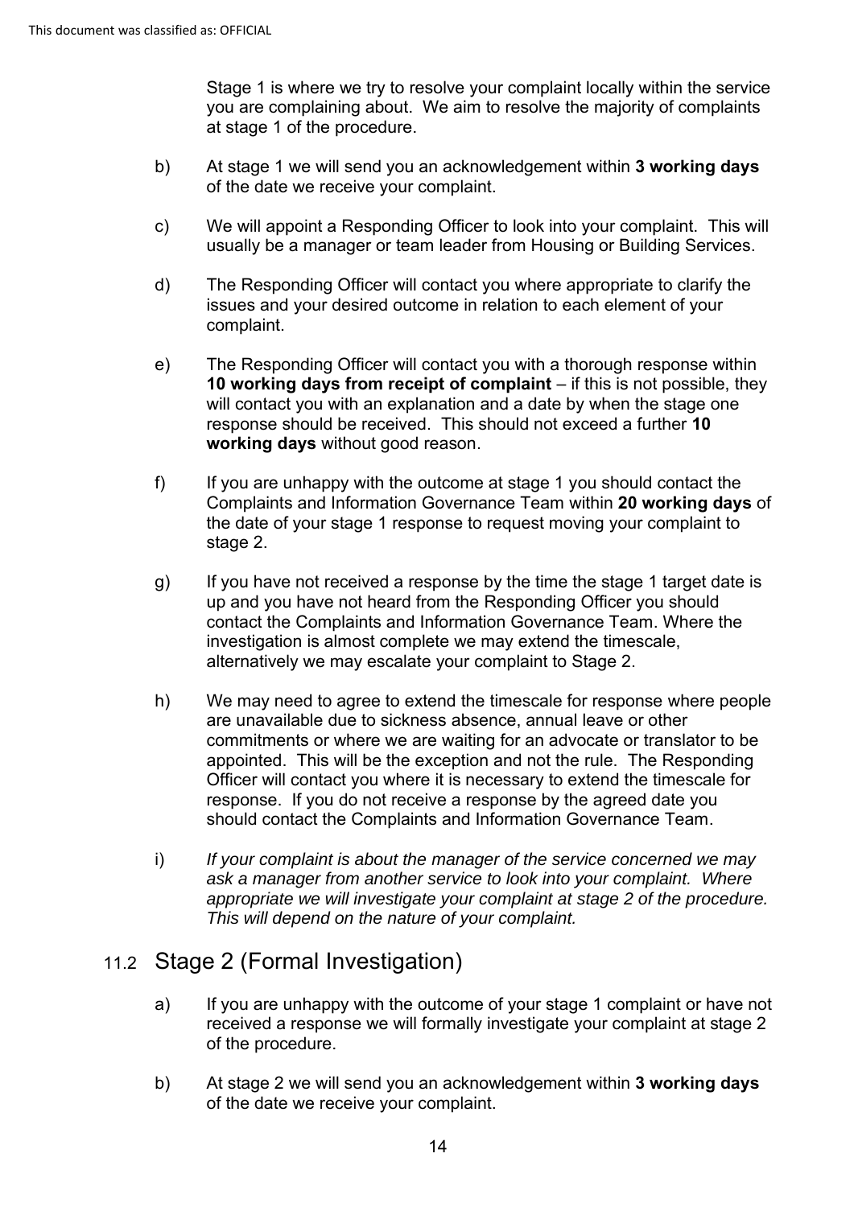Stage 1 is where we try to resolve your complaint locally within the service you are complaining about. We aim to resolve the majority of complaints at stage 1 of the procedure.

b) At stage 1 we will send you an acknowledgement within **3 working days** of the date we receive your complaint.

c) We will appoint a Responding Officer to look into your complaint. This will usually be a manager or team leader from Housing or Building Services.

d) The Responding Officer will contact you where appropriate to clarify the issues and your desired outcome in relation to each element of your complaint.

e) The Responding Officer will contact you with a thorough response within **10 working days from receipt of complaint** – if this is not possible, they will contact you with an explanation and a date by when the stage one response should be received. This should not exceed a further **10 working days** without good reason.

f) If you are unhappy with the outcome at stage 1 you should contact the Complaints and Information Governance Team within **20 working days** of the date of your stage 1 response to request moving your complaint to stage 2.

g) If you have not received a response by the time the stage 1 target date is up and you have not heard from the Responding Officer you should contact the Complaints and Information Governance Team. Where the investigation is almost complete we may extend the timescale, alternatively we may escalate your complaint to Stage 2.

h) We may need to agree to extend the timescale for response where people are unavailable due to sickness absence, annual leave or other commitments or where we are waiting for an advocate or translator to be appointed. This will be the exception and not the rule. The Responding Officer will contact you where it is necessary to extend the timescale for response. If you do not receive a response by the agreed date you should contact the Complaints and Information Governance Team.

i) *If your complaint is about the manager of the service concerned we may ask a manager from another service to look into your complaint. Where appropriate we will investigate your complaint at stage 2 of the procedure. This will depend on the nature of your complaint.*

## 11.2 Stage 2 (Formal Investigation)

a) If you are unhappy with the outcome of your stage 1 complaint or have not received a response we will formally investigate your complaint at stage 2 of the procedure.

b) At stage 2 we will send you an acknowledgement within **3 working days** of the date we receive your complaint.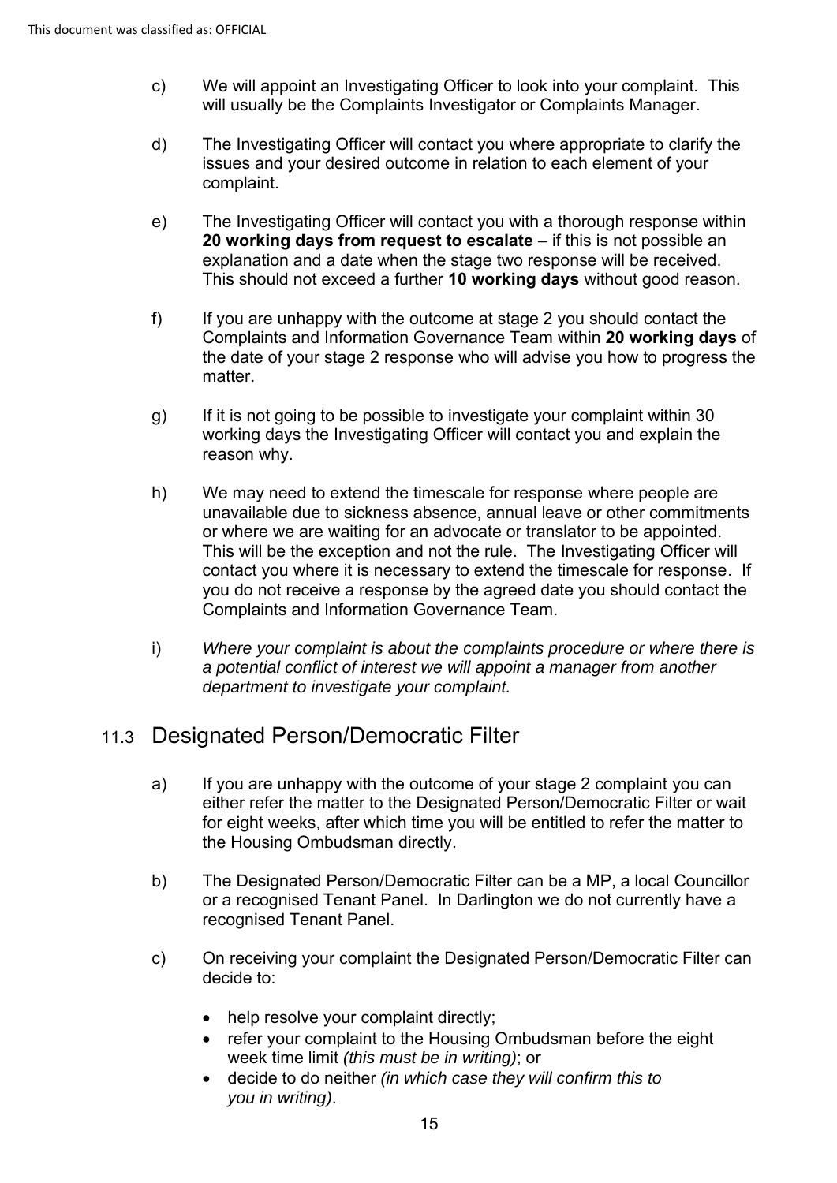c) We will appoint an Investigating Officer to look into your complaint. This will usually be the Complaints Investigator or Complaints Manager.

d) The Investigating Officer will contact you where appropriate to clarify the issues and your desired outcome in relation to each element of your complaint.

e) The Investigating Officer will contact you with a thorough response within **20 working days from request to escalate** – if this is not possible an explanation and a date when the stage two response will be received. This should not exceed a further **10 working days** without good reason.

f) If you are unhappy with the outcome at stage 2 you should contact the Complaints and Information Governance Team within **20 working days** of the date of your stage 2 response who will advise you how to progress the matter.

g) If it is not going to be possible to investigate your complaint within 30 working days the Investigating Officer will contact you and explain the reason why.

h) We may need to extend the timescale for response where people are unavailable due to sickness absence, annual leave or other commitments or where we are waiting for an advocate or translator to be appointed. This will be the exception and not the rule. The Investigating Officer will contact you where it is necessary to extend the timescale for response. If you do not receive a response by the agreed date you should contact the Complaints and Information Governance Team.

i) *Where your complaint is about the complaints procedure or where there is a potential conflict of interest we will appoint a manager from another department to investigate your complaint.*

## 11.3 Designated Person/Democratic Filter

a) If you are unhappy with the outcome of your stage 2 complaint you can either refer the matter to the Designated Person/Democratic Filter or wait for eight weeks, after which time you will be entitled to refer the matter to the Housing Ombudsman directly.

b) The Designated Person/Democratic Filter can be a MP, a local Councillor or a recognised Tenant Panel. In Darlington we do not currently have a recognised Tenant Panel.

c) On receiving your complaint the Designated Person/Democratic Filter can decide to:

- help resolve your complaint directly;
- refer your complaint to the Housing Ombudsman before the eight week time limit *(this must be in writing)*; or
- decide to do neither *(in which case they will confirm this to you in writing)*.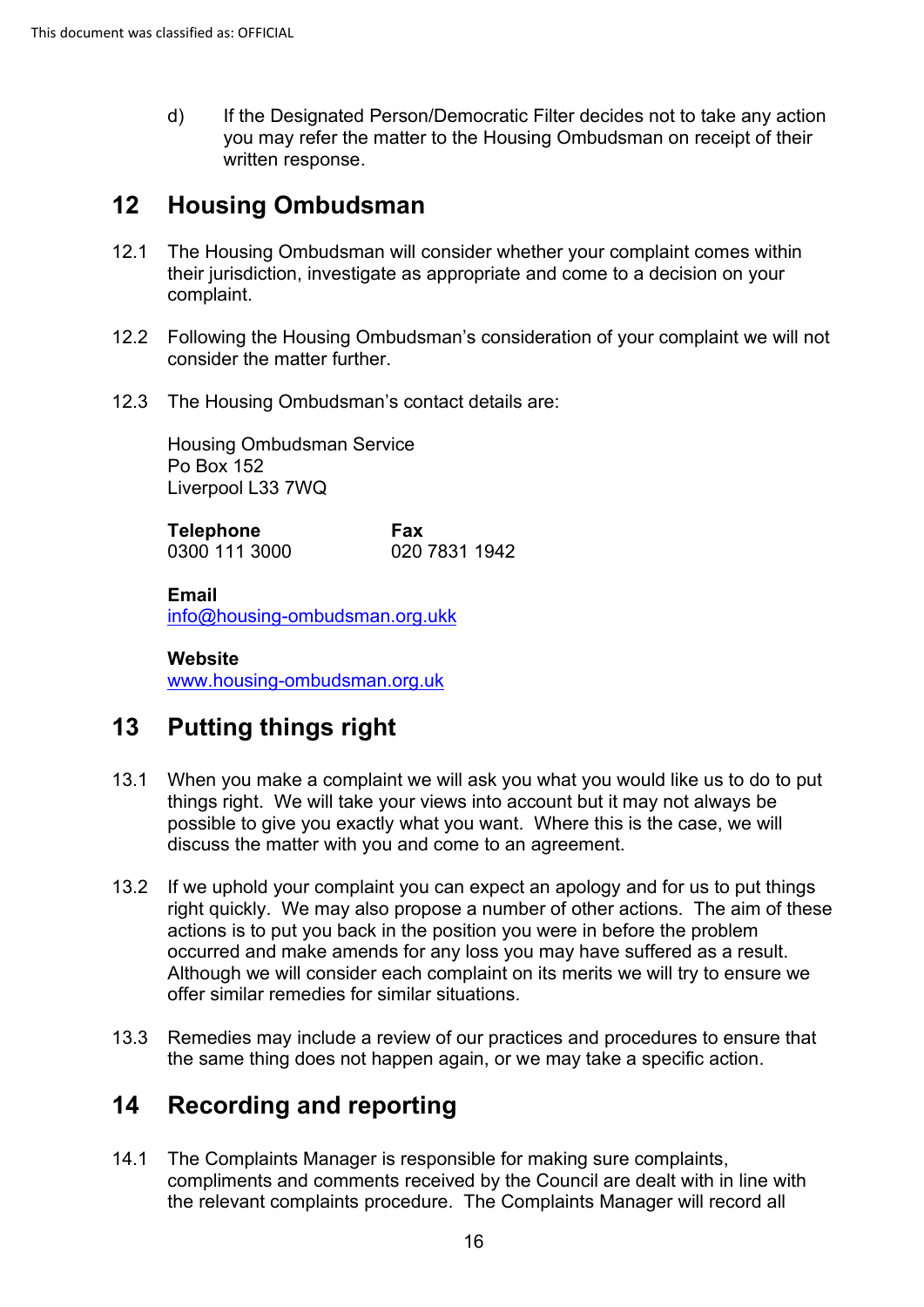d) If the Designated Person/Democratic Filter decides not to take any action you may refer the matter to the Housing Ombudsman on receipt of their written response.

## 12 Housing Ombudsman

12.1 The Housing Ombudsman will consider whether your complaint comes within their jurisdiction, investigate as appropriate and come to a decision on your complaint.

12.2 Following the Housing Ombudsman's consideration of your complaint we will not consider the matter further.

12.3 The Housing Ombudsman's contact details are:

Housing Ombudsman Service
Po Box 152
Liverpool L33 7WQ

| **Telephone** | **Fax** |
|---|---|
| 0300 111 3000 | 020 7831 1942 |

**Email**
info@housing-ombudsman.org.ukk

**Website**
www.housing-ombudsman.org.uk

## 13 Putting things right

13.1 When you make a complaint we will ask you what you would like us to do to put things right. We will take your views into account but it may not always be possible to give you exactly what you want. Where this is the case, we will discuss the matter with you and come to an agreement.

13.2 If we uphold your complaint you can expect an apology and for us to put things right quickly. We may also propose a number of other actions. The aim of these actions is to put you back in the position you were in before the problem occurred and make amends for any loss you may have suffered as a result. Although we will consider each complaint on its merits we will try to ensure we offer similar remedies for similar situations.

13.3 Remedies may include a review of our practices and procedures to ensure that the same thing does not happen again, or we may take a specific action.

## 14 Recording and reporting

14.1 The Complaints Manager is responsible for making sure complaints, compliments and comments received by the Council are dealt with in line with the relevant complaints procedure. The Complaints Manager will record all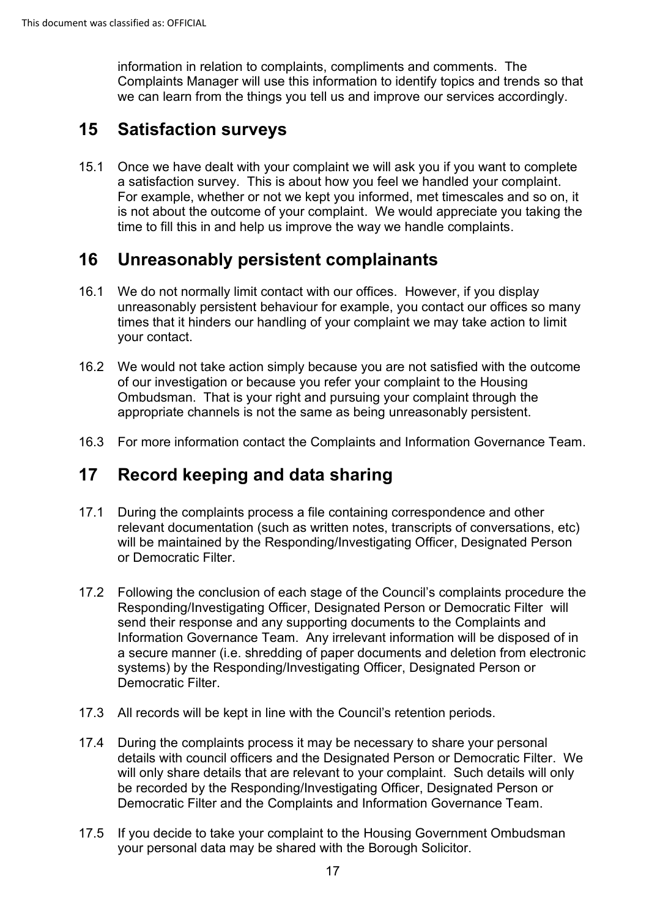information in relation to complaints, compliments and comments. The Complaints Manager will use this information to identify topics and trends so that we can learn from the things you tell us and improve our services accordingly.

## 15 Satisfaction surveys

15.1 Once we have dealt with your complaint we will ask you if you want to complete a satisfaction survey. This is about how you feel we handled your complaint. For example, whether or not we kept you informed, met timescales and so on, it is not about the outcome of your complaint. We would appreciate you taking the time to fill this in and help us improve the way we handle complaints.

## 16 Unreasonably persistent complainants

16.1 We do not normally limit contact with our offices. However, if you display unreasonably persistent behaviour for example, you contact our offices so many times that it hinders our handling of your complaint we may take action to limit your contact.

16.2 We would not take action simply because you are not satisfied with the outcome of our investigation or because you refer your complaint to the Housing Ombudsman. That is your right and pursuing your complaint through the appropriate channels is not the same as being unreasonably persistent.

16.3 For more information contact the Complaints and Information Governance Team.

## 17 Record keeping and data sharing

17.1 During the complaints process a file containing correspondence and other relevant documentation (such as written notes, transcripts of conversations, etc) will be maintained by the Responding/Investigating Officer, Designated Person or Democratic Filter.

17.2 Following the conclusion of each stage of the Council's complaints procedure the Responding/Investigating Officer, Designated Person or Democratic Filter will send their response and any supporting documents to the Complaints and Information Governance Team. Any irrelevant information will be disposed of in a secure manner (i.e. shredding of paper documents and deletion from electronic systems) by the Responding/Investigating Officer, Designated Person or Democratic Filter.

17.3 All records will be kept in line with the Council's retention periods.

17.4 During the complaints process it may be necessary to share your personal details with council officers and the Designated Person or Democratic Filter. We will only share details that are relevant to your complaint. Such details will only be recorded by the Responding/Investigating Officer, Designated Person or Democratic Filter and the Complaints and Information Governance Team.

17.5 If you decide to take your complaint to the Housing Government Ombudsman your personal data may be shared with the Borough Solicitor.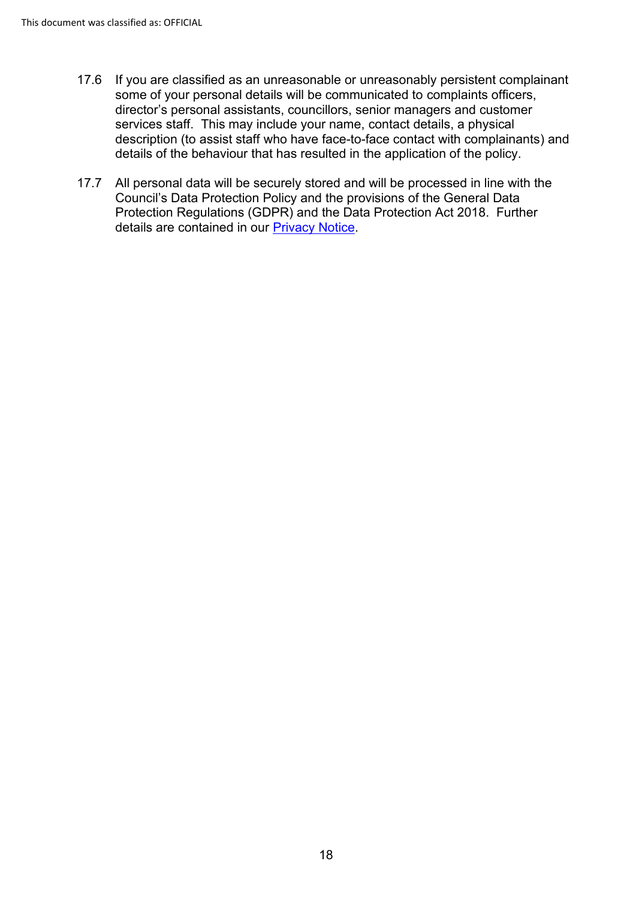17.6 If you are classified as an unreasonable or unreasonably persistent complainant some of your personal details will be communicated to complaints officers, director's personal assistants, councillors, senior managers and customer services staff. This may include your name, contact details, a physical description (to assist staff who have face-to-face contact with complainants) and details of the behaviour that has resulted in the application of the policy.

17.7 All personal data will be securely stored and will be processed in line with the Council's Data Protection Policy and the provisions of the General Data Protection Regulations (GDPR) and the Data Protection Act 2018. Further details are contained in our Privacy Notice.